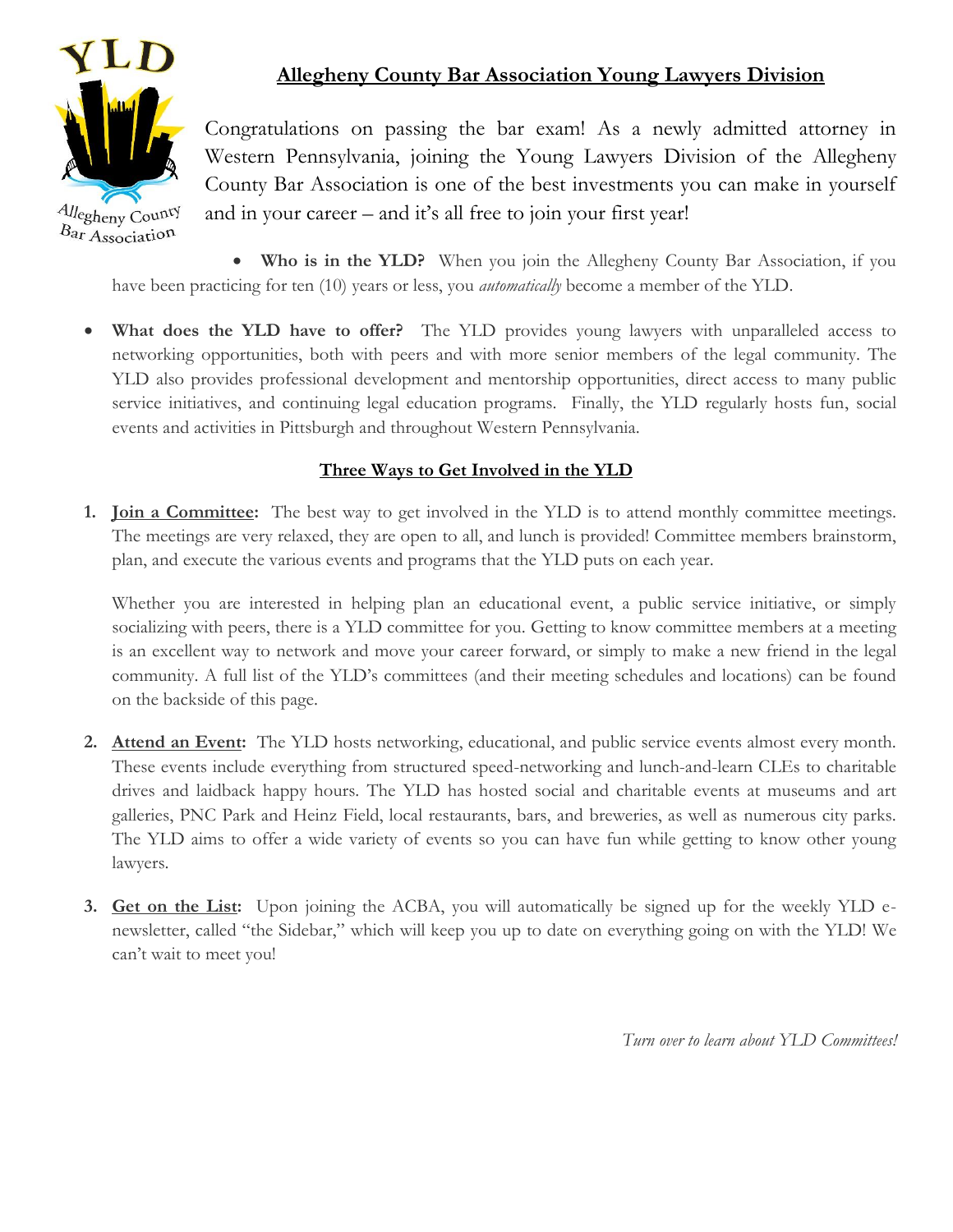# Allegheny County Bar Association Young Lawyers Division

Congratulations on passing the bar exam! As a newly admitted attorney in Western Pennsylvania, joining the Young Lawyers Division of the Allegheny County Bar Association is one of the best investments you can make in yourself and in your career – and it's all free to join your first year!

- **Who is in the YLD?** When you join the Allegheny County Bar Association, if you have been practicing for ten (10) years or less, you *automatically* become a member of the YLD.

- **What does the YLD have to offer?** The YLD provides young lawyers with unparalleled access to networking opportunities, both with peers and with more senior members of the legal community. The YLD also provides professional development and mentorship opportunities, direct access to many public service initiatives, and continuing legal education programs. Finally, the YLD regularly hosts fun, social events and activities in Pittsburgh and throughout Western Pennsylvania.

## Three Ways to Get Involved in the YLD

1. **Join a Committee:** The best way to get involved in the YLD is to attend monthly committee meetings. The meetings are very relaxed, they are open to all, and lunch is provided! Committee members brainstorm, plan, and execute the various events and programs that the YLD puts on each year.

   Whether you are interested in helping plan an educational event, a public service initiative, or simply socializing with peers, there is a YLD committee for you. Getting to know committee members at a meeting is an excellent way to network and move your career forward, or simply to make a new friend in the legal community. A full list of the YLD's committees (and their meeting schedules and locations) can be found on the backside of this page.

2. **Attend an Event:** The YLD hosts networking, educational, and public service events almost every month. These events include everything from structured speed-networking and lunch-and-learn CLEs to charitable drives and laidback happy hours. The YLD has hosted social and charitable events at museums and art galleries, PNC Park and Heinz Field, local restaurants, bars, and breweries, as well as numerous city parks. The YLD aims to offer a wide variety of events so you can have fun while getting to know other young lawyers.

3. **Get on the List:** Upon joining the ACBA, you will automatically be signed up for the weekly YLD e-newsletter, called "the Sidebar," which will keep you up to date on everything going on with the YLD! We can't wait to meet you!

*Turn over to learn about YLD Committees!*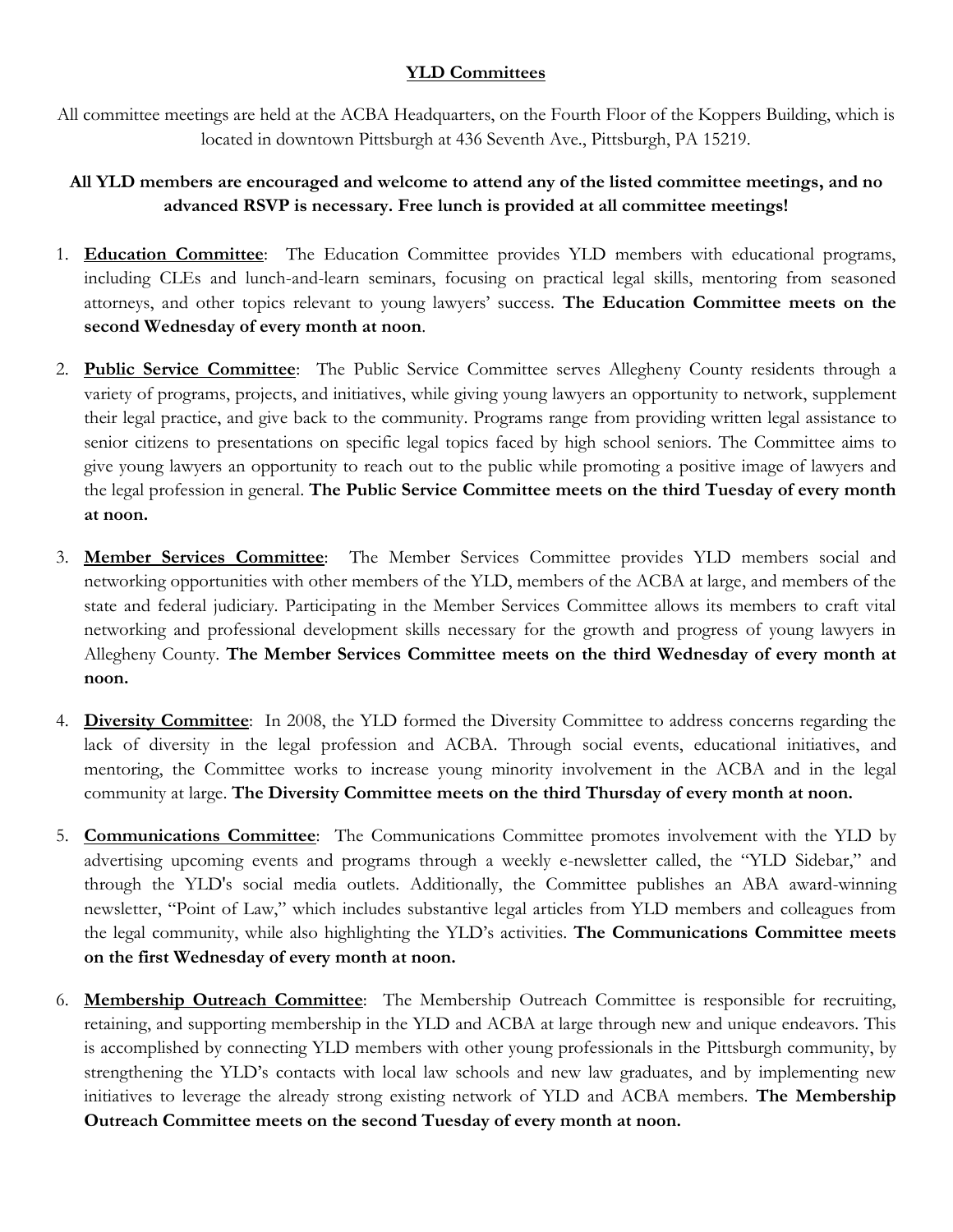**<u>YLD Committees</u>**

All committee meetings are held at the ACBA Headquarters, on the Fourth Floor of the Koppers Building, which is located in downtown Pittsburgh at 436 Seventh Ave., Pittsburgh, PA 15219.

**All YLD members are encouraged and welcome to attend any of the listed committee meetings, and no advanced RSVP is necessary. Free lunch is provided at all committee meetings!**

1. **<u>Education Committee</u>**: The Education Committee provides YLD members with educational programs, including CLEs and lunch-and-learn seminars, focusing on practical legal skills, mentoring from seasoned attorneys, and other topics relevant to young lawyers' success. **The Education Committee meets on the second Wednesday of every month at noon**.

2. **<u>Public Service Committee</u>**: The Public Service Committee serves Allegheny County residents through a variety of programs, projects, and initiatives, while giving young lawyers an opportunity to network, supplement their legal practice, and give back to the community. Programs range from providing written legal assistance to senior citizens to presentations on specific legal topics faced by high school seniors. The Committee aims to give young lawyers an opportunity to reach out to the public while promoting a positive image of lawyers and the legal profession in general. **The Public Service Committee meets on the third Tuesday of every month at noon.**

3. **<u>Member Services Committee</u>**: The Member Services Committee provides YLD members social and networking opportunities with other members of the YLD, members of the ACBA at large, and members of the state and federal judiciary. Participating in the Member Services Committee allows its members to craft vital networking and professional development skills necessary for the growth and progress of young lawyers in Allegheny County. **The Member Services Committee meets on the third Wednesday of every month at noon.**

4. **<u>Diversity Committee</u>**: In 2008, the YLD formed the Diversity Committee to address concerns regarding the lack of diversity in the legal profession and ACBA. Through social events, educational initiatives, and mentoring, the Committee works to increase young minority involvement in the ACBA and in the legal community at large. **The Diversity Committee meets on the third Thursday of every month at noon.**

5. **<u>Communications Committee</u>**: The Communications Committee promotes involvement with the YLD by advertising upcoming events and programs through a weekly e-newsletter called, the "YLD Sidebar," and through the YLD's social media outlets. Additionally, the Committee publishes an ABA award-winning newsletter, "Point of Law," which includes substantive legal articles from YLD members and colleagues from the legal community, while also highlighting the YLD's activities. **The Communications Committee meets on the first Wednesday of every month at noon.**

6. **<u>Membership Outreach Committee</u>**: The Membership Outreach Committee is responsible for recruiting, retaining, and supporting membership in the YLD and ACBA at large through new and unique endeavors. This is accomplished by connecting YLD members with other young professionals in the Pittsburgh community, by strengthening the YLD's contacts with local law schools and new law graduates, and by implementing new initiatives to leverage the already strong existing network of YLD and ACBA members. **The Membership Outreach Committee meets on the second Tuesday of every month at noon.**